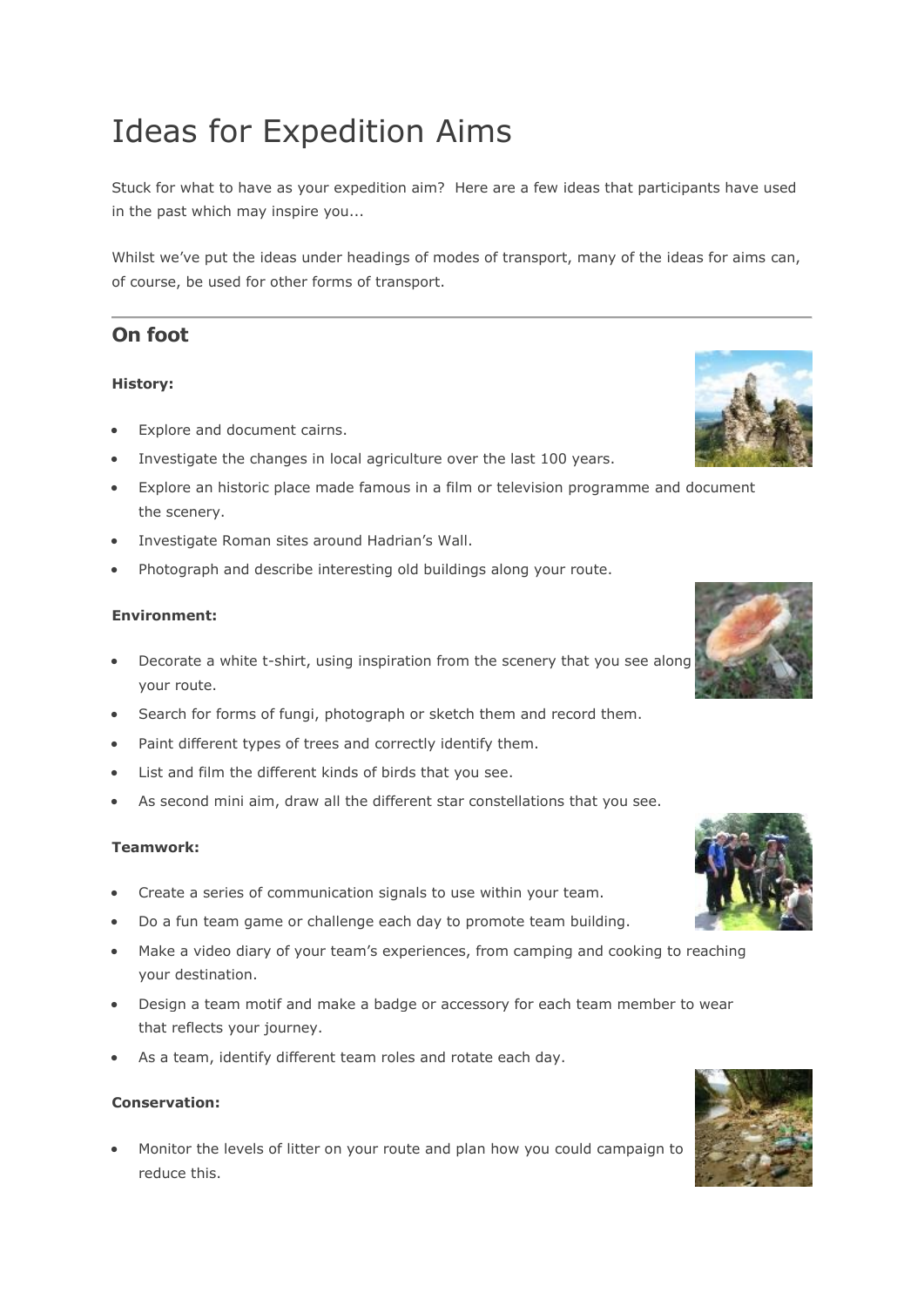# Ideas for Expedition Aims

Stuck for what to have as your expedition aim? Here are a few ideas that participants have used in the past which may inspire you...

Whilst we've put the ideas under headings of modes of transport, many of the ideas for aims can, of course, be used for other forms of transport.

---

## On foot

**History:**

- Explore and document cairns.
- Investigate the changes in local agriculture over the last 100 years.
- Explore an historic place made famous in a film or television programme and document the scenery.
- Investigate Roman sites around Hadrian's Wall.
- Photograph and describe interesting old buildings along your route.

**Environment:**

- Decorate a white t-shirt, using inspiration from the scenery that you see along your route.
- Search for forms of fungi, photograph or sketch them and record them.
- Paint different types of trees and correctly identify them.
- List and film the different kinds of birds that you see.
- As second mini aim, draw all the different star constellations that you see.

**Teamwork:**

- Create a series of communication signals to use within your team.
- Do a fun team game or challenge each day to promote team building.
- Make a video diary of your team's experiences, from camping and cooking to reaching your destination.
- Design a team motif and make a badge or accessory for each team member to wear that reflects your journey.
- As a team, identify different team roles and rotate each day.

**Conservation:**

- Monitor the levels of litter on your route and plan how you could campaign to reduce this.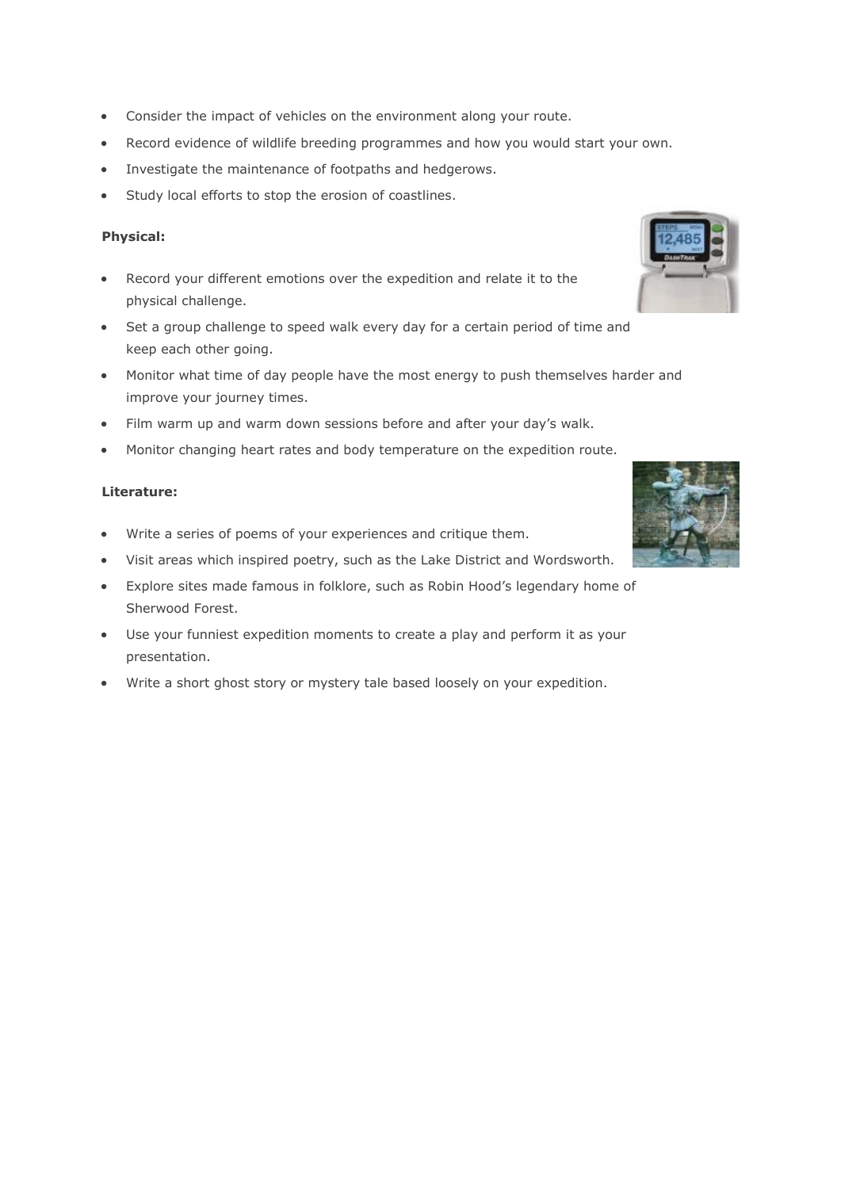- Consider the impact of vehicles on the environment along your route.
- Record evidence of wildlife breeding programmes and how you would start your own.
- Investigate the maintenance of footpaths and hedgerows.
- Study local efforts to stop the erosion of coastlines.

**Physical:**

- Record your different emotions over the expedition and relate it to the physical challenge.
- Set a group challenge to speed walk every day for a certain period of time and keep each other going.
- Monitor what time of day people have the most energy to push themselves harder and improve your journey times.
- Film warm up and warm down sessions before and after your day's walk.
- Monitor changing heart rates and body temperature on the expedition route.

**Literature:**

- Write a series of poems of your experiences and critique them.
- Visit areas which inspired poetry, such as the Lake District and Wordsworth.
- Explore sites made famous in folklore, such as Robin Hood's legendary home of Sherwood Forest.
- Use your funniest expedition moments to create a play and perform it as your presentation.
- Write a short ghost story or mystery tale based loosely on your expedition.